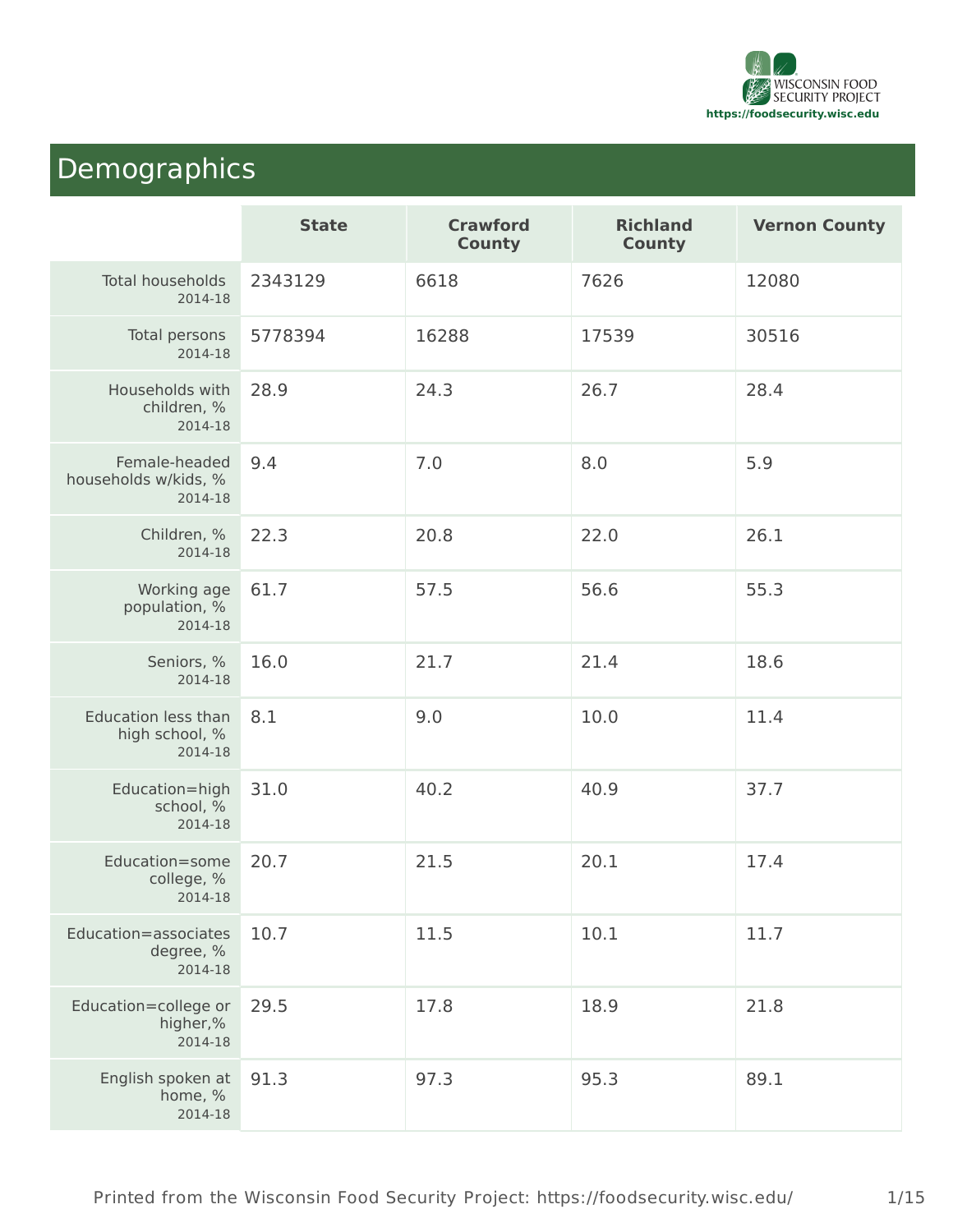# Demographics

| | State | Crawford County | Richland County | Vernon County |
|---|---|---|---|---|
| Total households 2014-18 | 2343129 | 6618 | 7626 | 12080 |
| Total persons 2014-18 | 5778394 | 16288 | 17539 | 30516 |
| Households with children, % 2014-18 | 28.9 | 24.3 | 26.7 | 28.4 |
| Female-headed households w/kids, % 2014-18 | 9.4 | 7.0 | 8.0 | 5.9 |
| Children, % 2014-18 | 22.3 | 20.8 | 22.0 | 26.1 |
| Working age population, % 2014-18 | 61.7 | 57.5 | 56.6 | 55.3 |
| Seniors, % 2014-18 | 16.0 | 21.7 | 21.4 | 18.6 |
| Education less than high school, % 2014-18 | 8.1 | 9.0 | 10.0 | 11.4 |
| Education=high school, % 2014-18 | 31.0 | 40.2 | 40.9 | 37.7 |
| Education=some college, % 2014-18 | 20.7 | 21.5 | 20.1 | 17.4 |
| Education=associates degree, % 2014-18 | 10.7 | 11.5 | 10.1 | 11.7 |
| Education=college or higher,% 2014-18 | 29.5 | 17.8 | 18.9 | 21.8 |
| English spoken at home, % 2014-18 | 91.3 | 97.3 | 95.3 | 89.1 |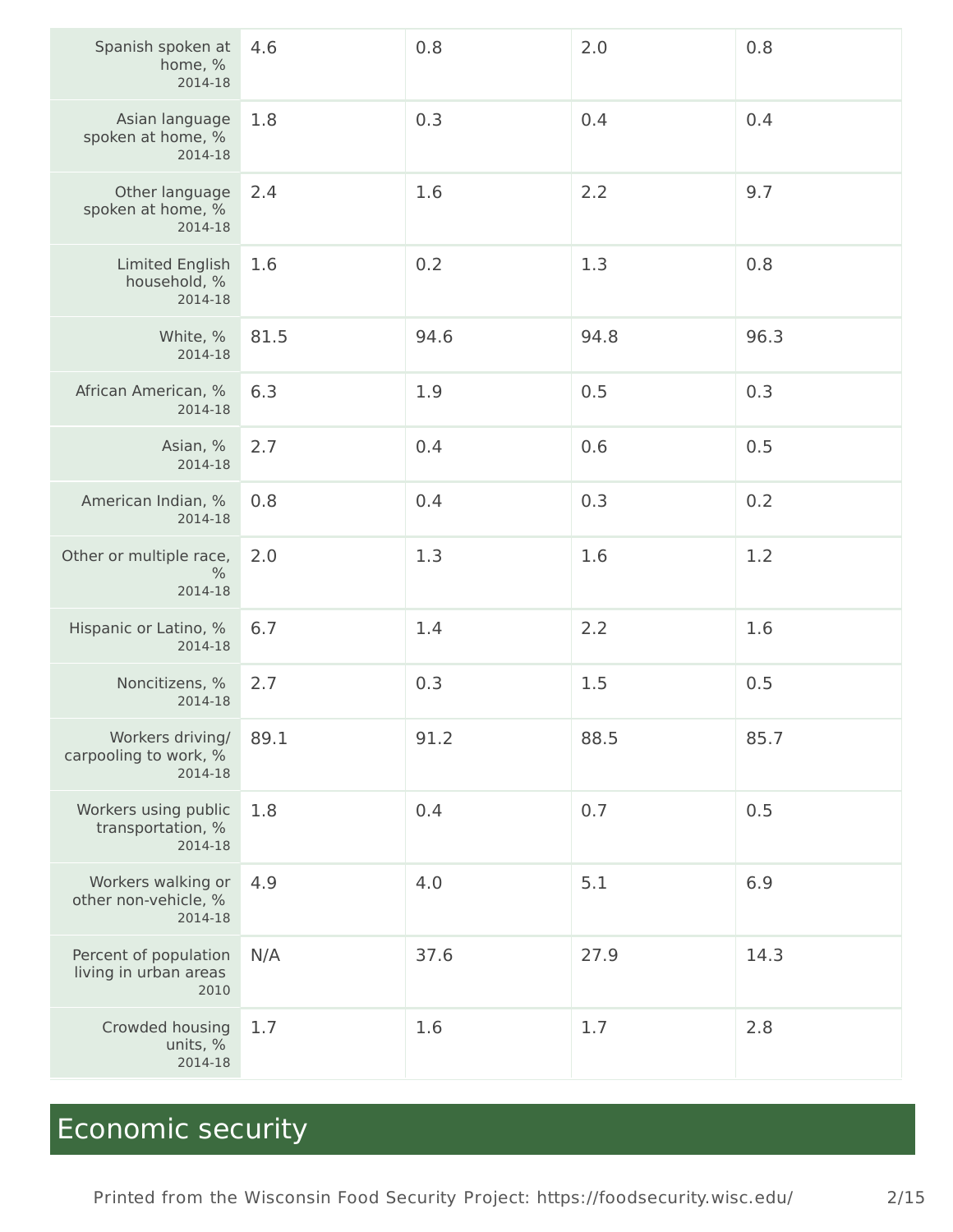| | | | | |
|---|---|---|---|---|
| Spanish spoken at home, % 2014-18 | 4.6 | 0.8 | 2.0 | 0.8 |
| Asian language spoken at home, % 2014-18 | 1.8 | 0.3 | 0.4 | 0.4 |
| Other language spoken at home, % 2014-18 | 2.4 | 1.6 | 2.2 | 9.7 |
| Limited English household, % 2014-18 | 1.6 | 0.2 | 1.3 | 0.8 |
| White, % 2014-18 | 81.5 | 94.6 | 94.8 | 96.3 |
| African American, % 2014-18 | 6.3 | 1.9 | 0.5 | 0.3 |
| Asian, % 2014-18 | 2.7 | 0.4 | 0.6 | 0.5 |
| American Indian, % 2014-18 | 0.8 | 0.4 | 0.3 | 0.2 |
| Other or multiple race, % 2014-18 | 2.0 | 1.3 | 1.6 | 1.2 |
| Hispanic or Latino, % 2014-18 | 6.7 | 1.4 | 2.2 | 1.6 |
| Noncitizens, % 2014-18 | 2.7 | 0.3 | 1.5 | 0.5 |
| Workers driving/ carpooling to work, % 2014-18 | 89.1 | 91.2 | 88.5 | 85.7 |
| Workers using public transportation, % 2014-18 | 1.8 | 0.4 | 0.7 | 0.5 |
| Workers walking or other non-vehicle, % 2014-18 | 4.9 | 4.0 | 5.1 | 6.9 |
| Percent of population living in urban areas 2010 | N/A | 37.6 | 27.9 | 14.3 |
| Crowded housing units, % 2014-18 | 1.7 | 1.6 | 1.7 | 2.8 |

## Economic security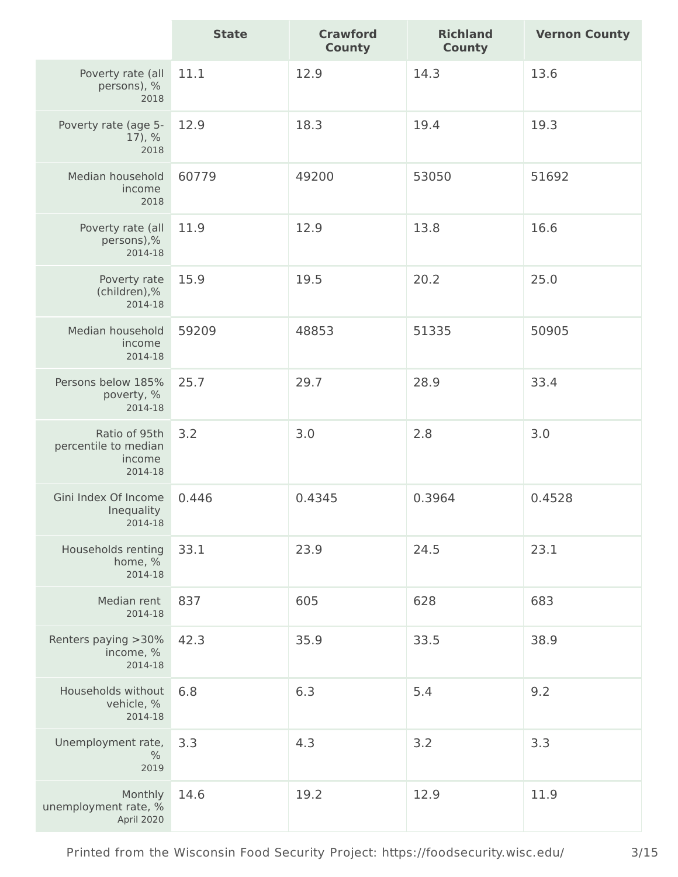| | State | Crawford County | Richland County | Vernon County |
|---|---|---|---|---|
| Poverty rate (all persons), % 2018 | 11.1 | 12.9 | 14.3 | 13.6 |
| Poverty rate (age 5-17), % 2018 | 12.9 | 18.3 | 19.4 | 19.3 |
| Median household income 2018 | 60779 | 49200 | 53050 | 51692 |
| Poverty rate (all persons),% 2014-18 | 11.9 | 12.9 | 13.8 | 16.6 |
| Poverty rate (children),% 2014-18 | 15.9 | 19.5 | 20.2 | 25.0 |
| Median household income 2014-18 | 59209 | 48853 | 51335 | 50905 |
| Persons below 185% poverty, % 2014-18 | 25.7 | 29.7 | 28.9 | 33.4 |
| Ratio of 95th percentile to median income 2014-18 | 3.2 | 3.0 | 2.8 | 3.0 |
| Gini Index Of Income Inequality 2014-18 | 0.446 | 0.4345 | 0.3964 | 0.4528 |
| Households renting home, % 2014-18 | 33.1 | 23.9 | 24.5 | 23.1 |
| Median rent 2014-18 | 837 | 605 | 628 | 683 |
| Renters paying >30% income, % 2014-18 | 42.3 | 35.9 | 33.5 | 38.9 |
| Households without vehicle, % 2014-18 | 6.8 | 6.3 | 5.4 | 9.2 |
| Unemployment rate, % 2019 | 3.3 | 4.3 | 3.2 | 3.3 |
| Monthly unemployment rate, % April 2020 | 14.6 | 19.2 | 12.9 | 11.9 |

Printed from the Wisconsin Food Security Project: https://foodsecurity.wisc.edu/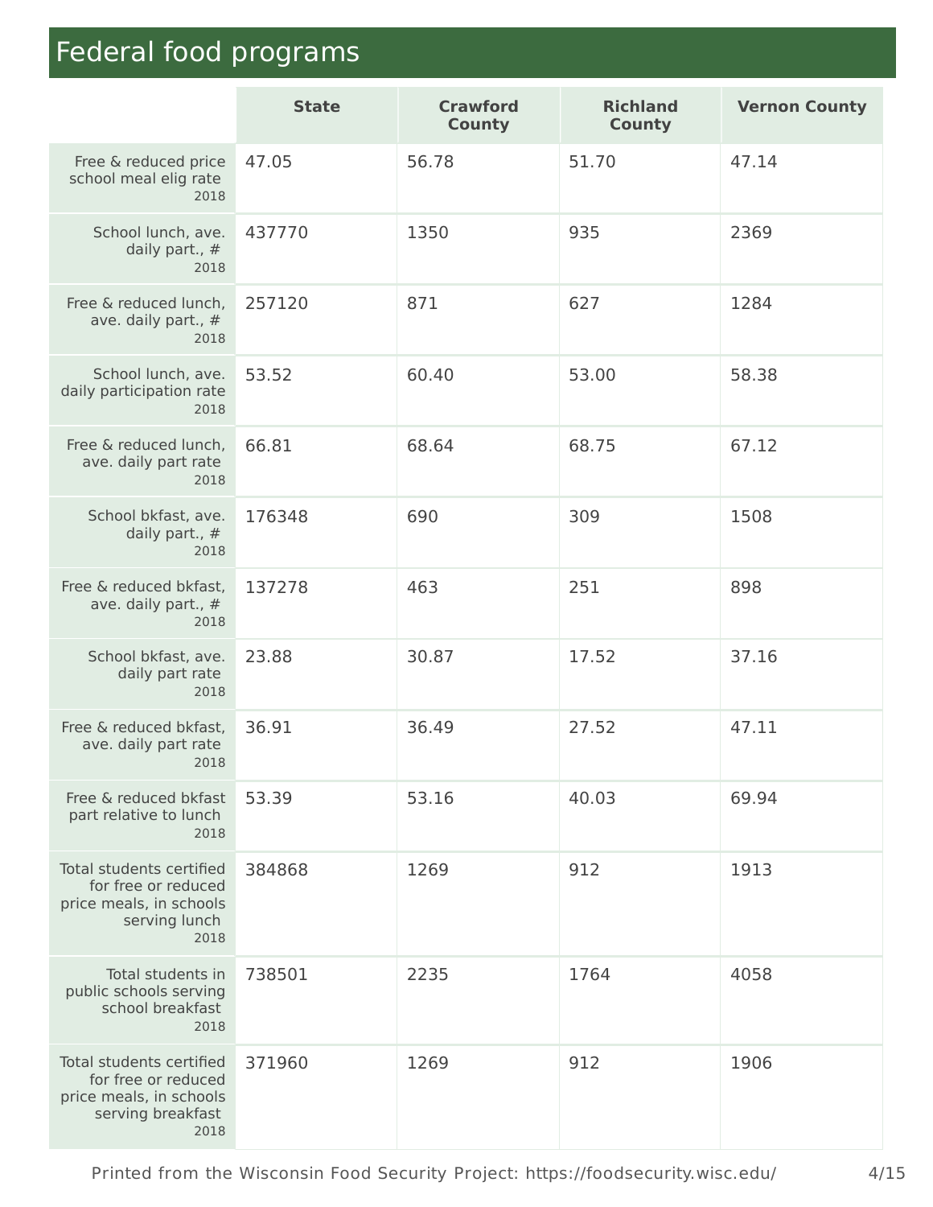# Federal food programs

| | State | Crawford County | Richland County | Vernon County |
|---|---|---|---|---|
| Free & reduced price school meal elig rate 2018 | 47.05 | 56.78 | 51.70 | 47.14 |
| School lunch, ave. daily part., # 2018 | 437770 | 1350 | 935 | 2369 |
| Free & reduced lunch, ave. daily part., # 2018 | 257120 | 871 | 627 | 1284 |
| School lunch, ave. daily participation rate 2018 | 53.52 | 60.40 | 53.00 | 58.38 |
| Free & reduced lunch, ave. daily part rate 2018 | 66.81 | 68.64 | 68.75 | 67.12 |
| School bkfast, ave. daily part., # 2018 | 176348 | 690 | 309 | 1508 |
| Free & reduced bkfast, ave. daily part., # 2018 | 137278 | 463 | 251 | 898 |
| School bkfast, ave. daily part rate 2018 | 23.88 | 30.87 | 17.52 | 37.16 |
| Free & reduced bkfast, ave. daily part rate 2018 | 36.91 | 36.49 | 27.52 | 47.11 |
| Free & reduced bkfast part relative to lunch 2018 | 53.39 | 53.16 | 40.03 | 69.94 |
| Total students certified for free or reduced price meals, in schools serving lunch 2018 | 384868 | 1269 | 912 | 1913 |
| Total students in public schools serving school breakfast 2018 | 738501 | 2235 | 1764 | 4058 |
| Total students certified for free or reduced price meals, in schools serving breakfast 2018 | 371960 | 1269 | 912 | 1906 |

Printed from the Wisconsin Food Security Project: https://foodsecurity.wisc.edu/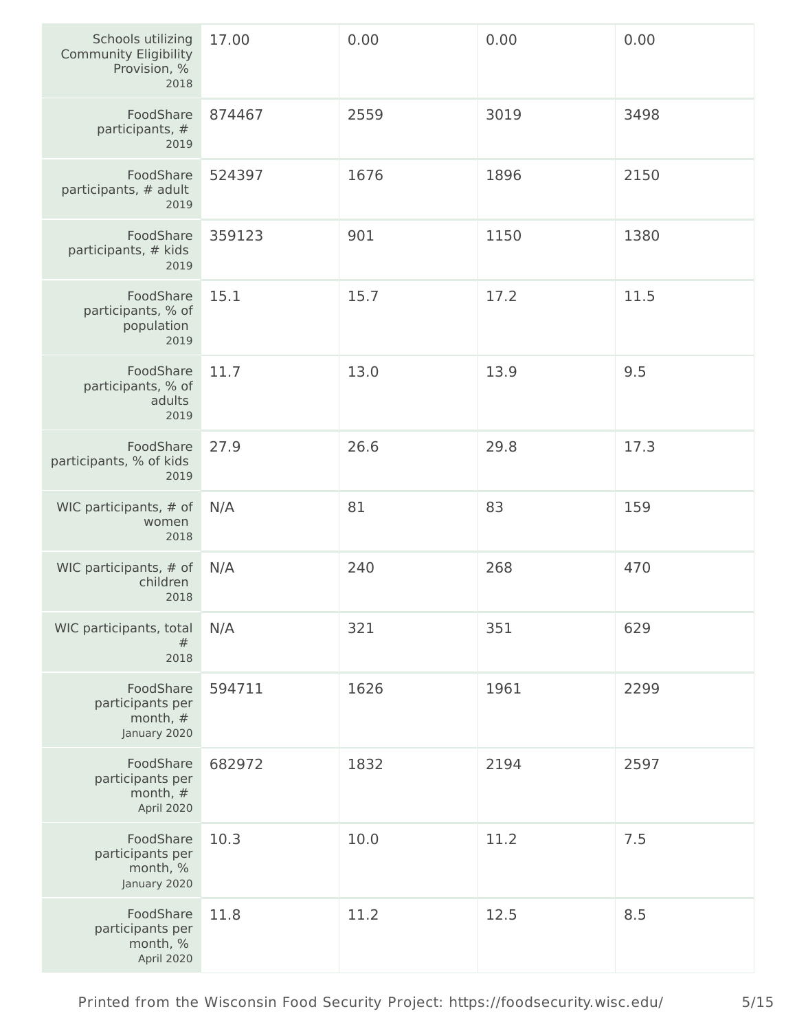| | | | | |
|---|---|---|---|---|
| Schools utilizing Community Eligibility Provision, % 2018 | 17.00 | 0.00 | 0.00 | 0.00 |
| FoodShare participants, # 2019 | 874467 | 2559 | 3019 | 3498 |
| FoodShare participants, # adult 2019 | 524397 | 1676 | 1896 | 2150 |
| FoodShare participants, # kids 2019 | 359123 | 901 | 1150 | 1380 |
| FoodShare participants, % of population 2019 | 15.1 | 15.7 | 17.2 | 11.5 |
| FoodShare participants, % of adults 2019 | 11.7 | 13.0 | 13.9 | 9.5 |
| FoodShare participants, % of kids 2019 | 27.9 | 26.6 | 29.8 | 17.3 |
| WIC participants, # of women 2018 | N/A | 81 | 83 | 159 |
| WIC participants, # of children 2018 | N/A | 240 | 268 | 470 |
| WIC participants, total # 2018 | N/A | 321 | 351 | 629 |
| FoodShare participants per month, # January 2020 | 594711 | 1626 | 1961 | 2299 |
| FoodShare participants per month, # April 2020 | 682972 | 1832 | 2194 | 2597 |
| FoodShare participants per month, % January 2020 | 10.3 | 10.0 | 11.2 | 7.5 |
| FoodShare participants per month, % April 2020 | 11.8 | 11.2 | 12.5 | 8.5 |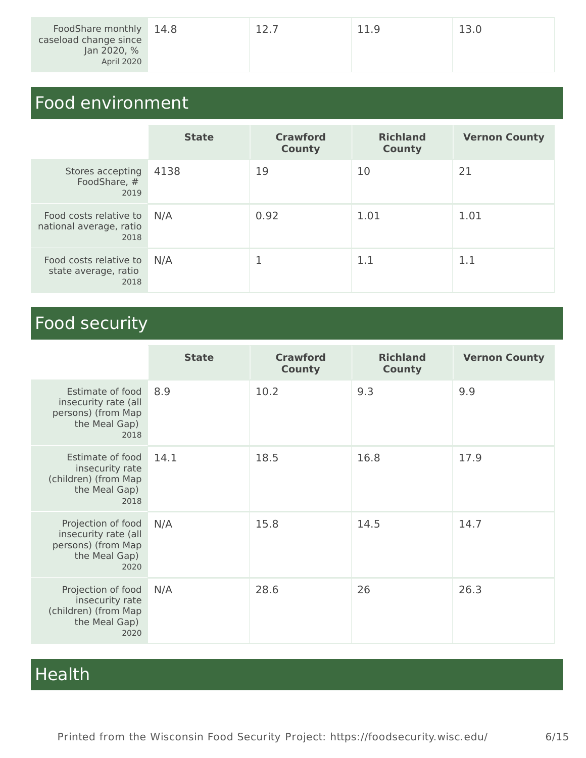| | | | | |
|---|---|---|---|---|
| FoodShare monthly caseload change since Jan 2020, % April 2020 | 14.8 | 12.7 | 11.9 | 13.0 |

## Food environment

| | State | Crawford County | Richland County | Vernon County |
|---|---|---|---|---|
| Stores accepting FoodShare, # 2019 | 4138 | 19 | 10 | 21 |
| Food costs relative to national average, ratio 2018 | N/A | 0.92 | 1.01 | 1.01 |
| Food costs relative to state average, ratio 2018 | N/A | 1 | 1.1 | 1.1 |

## Food security

| | State | Crawford County | Richland County | Vernon County |
|---|---|---|---|---|
| Estimate of food insecurity rate (all persons) (from Map the Meal Gap) 2018 | 8.9 | 10.2 | 9.3 | 9.9 |
| Estimate of food insecurity rate (children) (from Map the Meal Gap) 2018 | 14.1 | 18.5 | 16.8 | 17.9 |
| Projection of food insecurity rate (all persons) (from Map the Meal Gap) 2020 | N/A | 15.8 | 14.5 | 14.7 |
| Projection of food insecurity rate (children) (from Map the Meal Gap) 2020 | N/A | 28.6 | 26 | 26.3 |

## Health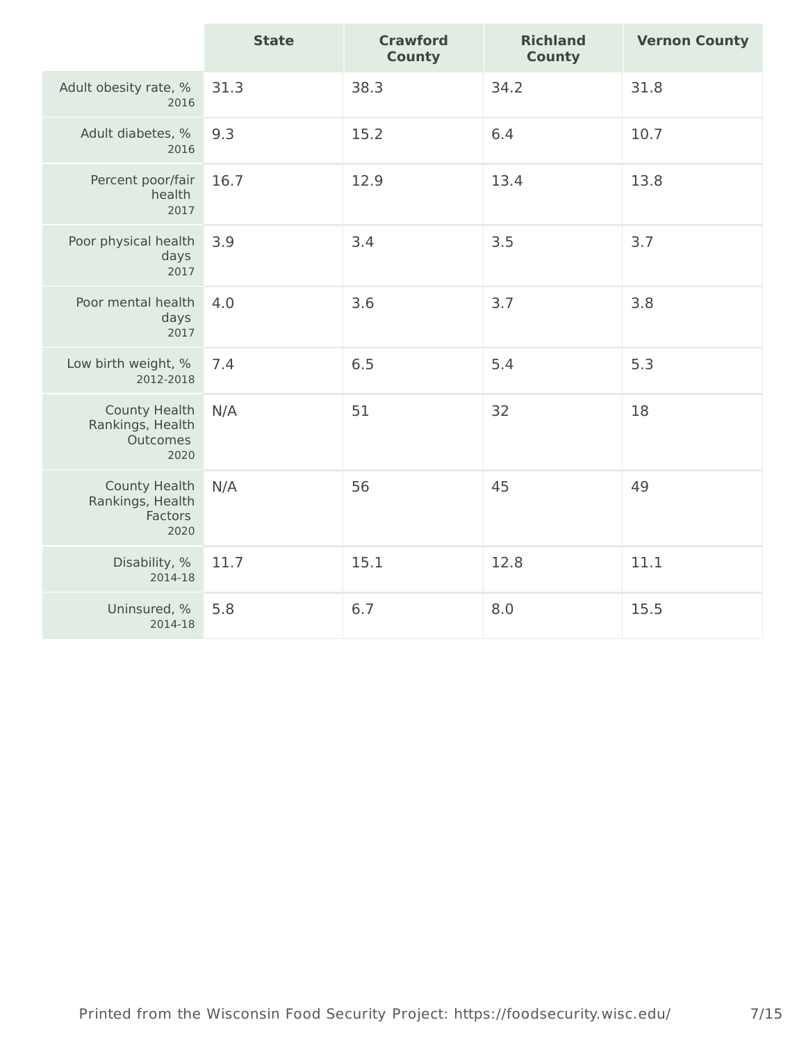| | State | Crawford County | Richland County | Vernon County |
|---|---|---|---|---|
| Adult obesity rate, % 2016 | 31.3 | 38.3 | 34.2 | 31.8 |
| Adult diabetes, % 2016 | 9.3 | 15.2 | 6.4 | 10.7 |
| Percent poor/fair health 2017 | 16.7 | 12.9 | 13.4 | 13.8 |
| Poor physical health days 2017 | 3.9 | 3.4 | 3.5 | 3.7 |
| Poor mental health days 2017 | 4.0 | 3.6 | 3.7 | 3.8 |
| Low birth weight, % 2012-2018 | 7.4 | 6.5 | 5.4 | 5.3 |
| County Health Rankings, Health Outcomes 2020 | N/A | 51 | 32 | 18 |
| County Health Rankings, Health Factors 2020 | N/A | 56 | 45 | 49 |
| Disability, % 2014-18 | 11.7 | 15.1 | 12.8 | 11.1 |
| Uninsured, % 2014-18 | 5.8 | 6.7 | 8.0 | 15.5 |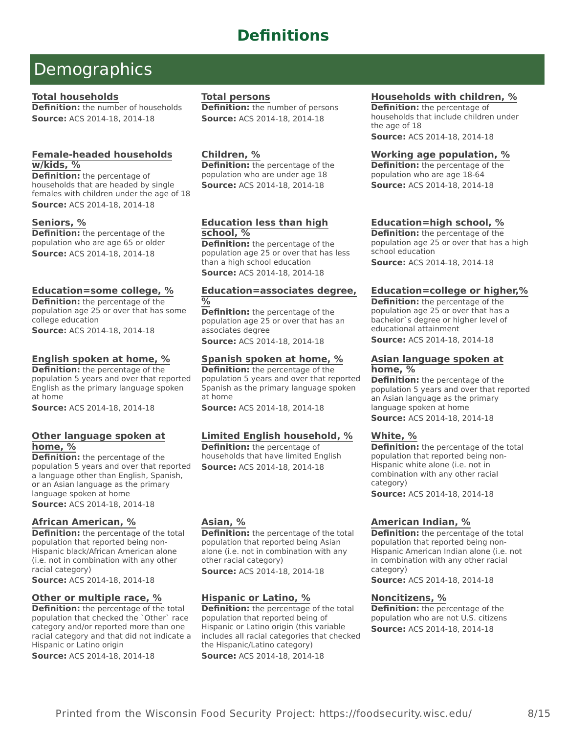# Definitions

## Demographics

### Total households
**Definition:** the number of households
**Source:** ACS 2014-18, 2014-18

### Total persons
**Definition:** the number of persons
**Source:** ACS 2014-18, 2014-18

### Households with children, %
**Definition:** the percentage of households that include children under the age of 18
**Source:** ACS 2014-18, 2014-18

### Female-headed households w/kids, %
**Definition:** the percentage of households that are headed by single females with children under the age of 18
**Source:** ACS 2014-18, 2014-18

### Children, %
**Definition:** the percentage of the population who are under age 18
**Source:** ACS 2014-18, 2014-18

### Working age population, %
**Definition:** the percentage of the population who are age 18-64
**Source:** ACS 2014-18, 2014-18

### Seniors, %
**Definition:** the percentage of the population who are age 65 or older
**Source:** ACS 2014-18, 2014-18

### Education less than high school, %
**Definition:** the percentage of the population age 25 or over that has less than a high school education
**Source:** ACS 2014-18, 2014-18

### Education=high school, %
**Definition:** the percentage of the population age 25 or over that has a high school education
**Source:** ACS 2014-18, 2014-18

### Education=some college, %
**Definition:** the percentage of the population age 25 or over that has some college education
**Source:** ACS 2014-18, 2014-18

### Education=associates degree, %
**Definition:** the percentage of the population age 25 or over that has an associates degree
**Source:** ACS 2014-18, 2014-18

### Education=college or higher,%
**Definition:** the percentage of the population age 25 or over that has a bachelor`s degree or higher level of educational attainment
**Source:** ACS 2014-18, 2014-18

### English spoken at home, %
**Definition:** the percentage of the population 5 years and over that reported English as the primary language spoken at home
**Source:** ACS 2014-18, 2014-18

### Spanish spoken at home, %
**Definition:** the percentage of the population 5 years and over that reported Spanish as the primary language spoken at home
**Source:** ACS 2014-18, 2014-18

### Asian language spoken at home, %
**Definition:** the percentage of the population 5 years and over that reported an Asian language as the primary language spoken at home
**Source:** ACS 2014-18, 2014-18

### Other language spoken at home, %
**Definition:** the percentage of the population 5 years and over that reported a language other than English, Spanish, or an Asian language as the primary language spoken at home
**Source:** ACS 2014-18, 2014-18

### Limited English household, %
**Definition:** the percentage of households that have limited English
**Source:** ACS 2014-18, 2014-18

### White, %
**Definition:** the percentage of the total population that reported being non-Hispanic white alone (i.e. not in combination with any other racial category)
**Source:** ACS 2014-18, 2014-18

### African American, %
**Definition:** the percentage of the total population that reported being non-Hispanic black/African American alone (i.e. not in combination with any other racial category)
**Source:** ACS 2014-18, 2014-18

### Asian, %
**Definition:** the percentage of the total population that reported being Asian alone (i.e. not in combination with any other racial category)
**Source:** ACS 2014-18, 2014-18

### American Indian, %
**Definition:** the percentage of the total population that reported being non-Hispanic American Indian alone (i.e. not in combination with any other racial category)
**Source:** ACS 2014-18, 2014-18

### Other or multiple race, %
**Definition:** the percentage of the total population that checked the `Other` race category and/or reported more than one racial category and that did not indicate a Hispanic or Latino origin
**Source:** ACS 2014-18, 2014-18

### Hispanic or Latino, %
**Definition:** the percentage of the total population that reported being of Hispanic or Latino origin (this variable includes all racial categories that checked the Hispanic/Latino category)
**Source:** ACS 2014-18, 2014-18

### Noncitizens, %
**Definition:** the percentage of the population who are not U.S. citizens
**Source:** ACS 2014-18, 2014-18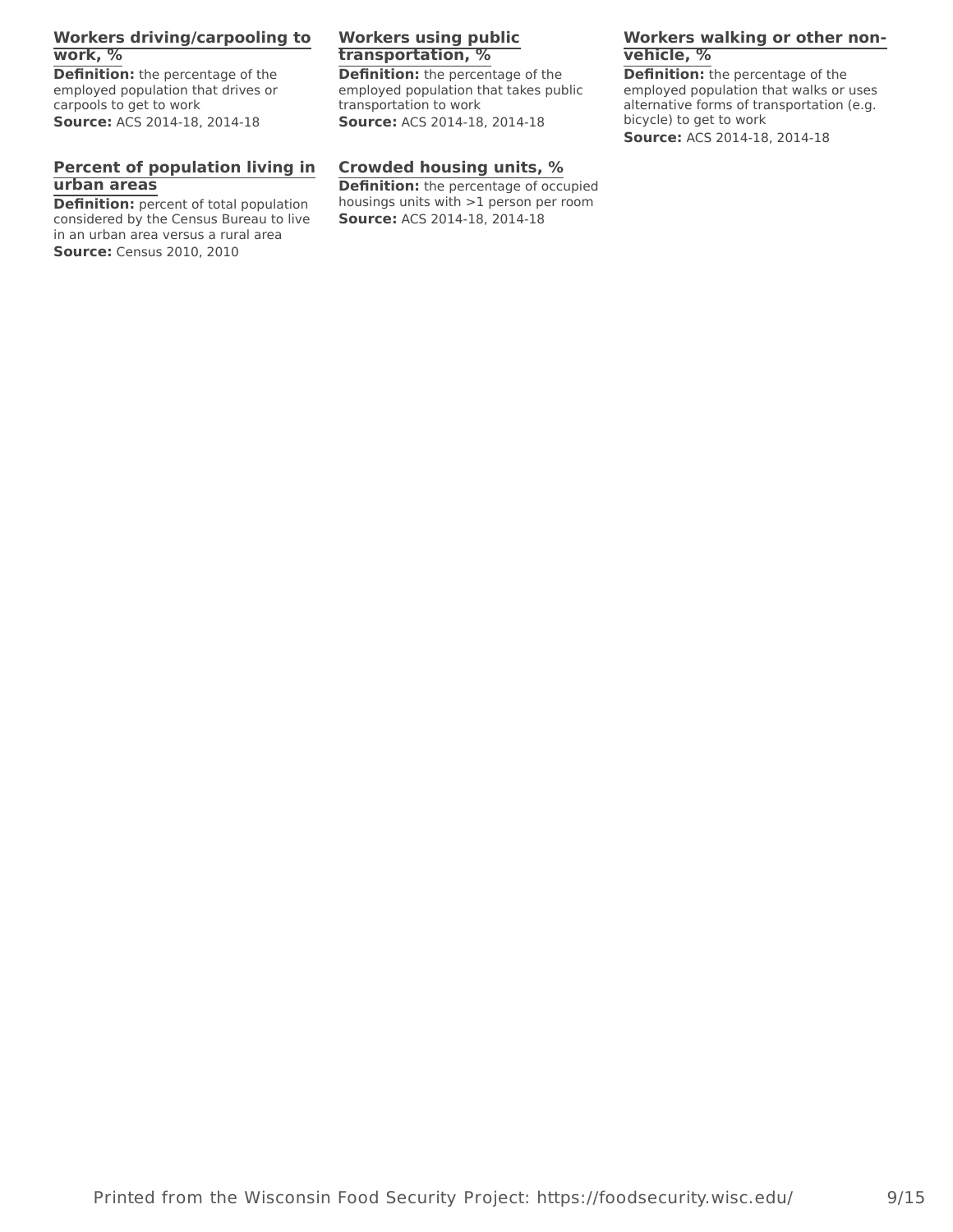### Workers driving/carpooling to work, %

**Definition:** the percentage of the employed population that drives or carpools to get to work

**Source:** ACS 2014-18, 2014-18

### Workers using public transportation, %

**Definition:** the percentage of the employed population that takes public transportation to work

**Source:** ACS 2014-18, 2014-18

### Workers walking or other non-vehicle, %

**Definition:** the percentage of the employed population that walks or uses alternative forms of transportation (e.g. bicycle) to get to work

**Source:** ACS 2014-18, 2014-18

### Percent of population living in urban areas

**Definition:** percent of total population considered by the Census Bureau to live in an urban area versus a rural area

**Source:** Census 2010, 2010

### Crowded housing units, %

**Definition:** the percentage of occupied housings units with >1 person per room

**Source:** ACS 2014-18, 2014-18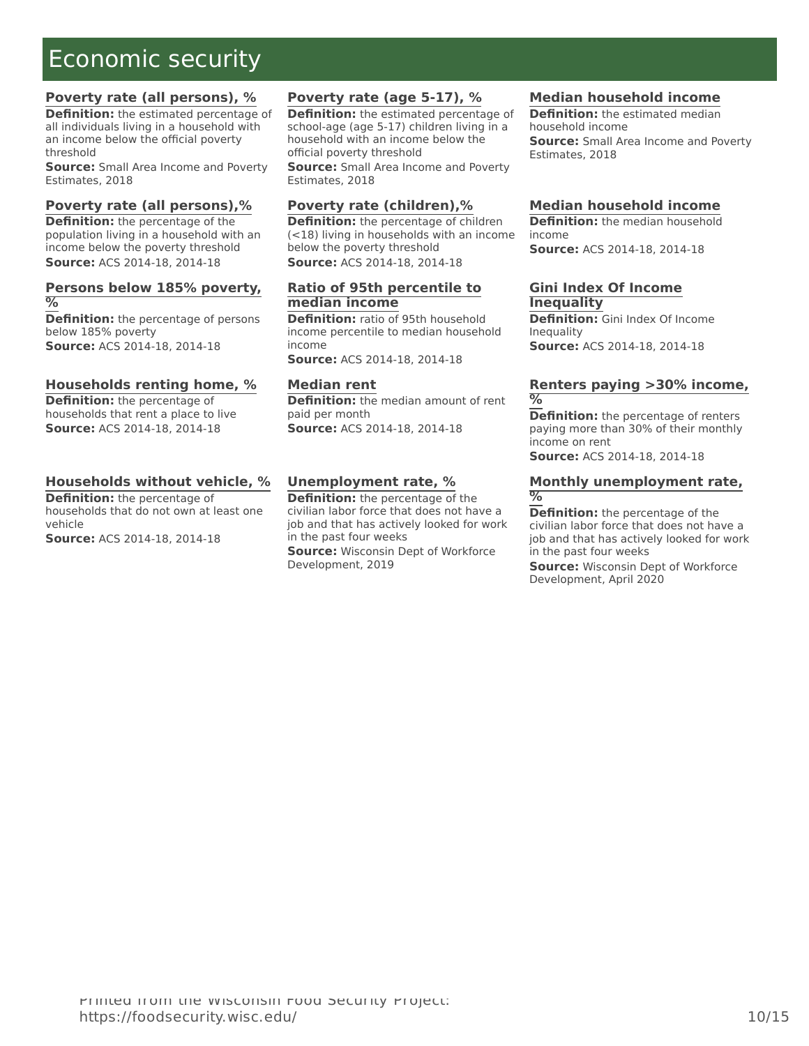# Economic security

### Poverty rate (all persons), %

**Definition:** the estimated percentage of all individuals living in a household with an income below the official poverty threshold

**Source:** Small Area Income and Poverty Estimates, 2018

### Poverty rate (age 5-17), %

**Definition:** the estimated percentage of school-age (age 5-17) children living in a household with an income below the official poverty threshold

**Source:** Small Area Income and Poverty Estimates, 2018

### Median household income

**Definition:** the estimated median household income

**Source:** Small Area Income and Poverty Estimates, 2018

### Poverty rate (all persons),%

**Definition:** the percentage of the population living in a household with an income below the poverty threshold

**Source:** ACS 2014-18, 2014-18

### Poverty rate (children),%

**Definition:** the percentage of children (<18) living in households with an income below the poverty threshold

**Source:** ACS 2014-18, 2014-18

### Median household income

**Definition:** the median household income

**Source:** ACS 2014-18, 2014-18

### Persons below 185% poverty, %

**Definition:** the percentage of persons below 185% poverty

**Source:** ACS 2014-18, 2014-18

### Ratio of 95th percentile to median income

**Definition:** ratio of 95th household income percentile to median household income

**Source:** ACS 2014-18, 2014-18

### Gini Index Of Income Inequality

**Definition:** Gini Index Of Income Inequality

**Source:** ACS 2014-18, 2014-18

### Households renting home, %

**Definition:** the percentage of households that rent a place to live

**Source:** ACS 2014-18, 2014-18

### Median rent

**Definition:** the median amount of rent paid per month

**Source:** ACS 2014-18, 2014-18

### Renters paying >30% income, %

**Definition:** the percentage of renters paying more than 30% of their monthly income on rent

**Source:** ACS 2014-18, 2014-18

### Households without vehicle, %

**Definition:** the percentage of households that do not own at least one vehicle

**Source:** ACS 2014-18, 2014-18

### Unemployment rate, %

**Definition:** the percentage of the civilian labor force that does not have a job and that has actively looked for work in the past four weeks

**Source:** Wisconsin Dept of Workforce Development, 2019

### Monthly unemployment rate, %

**Definition:** the percentage of the civilian labor force that does not have a job and that has actively looked for work in the past four weeks

**Source:** Wisconsin Dept of Workforce Development, April 2020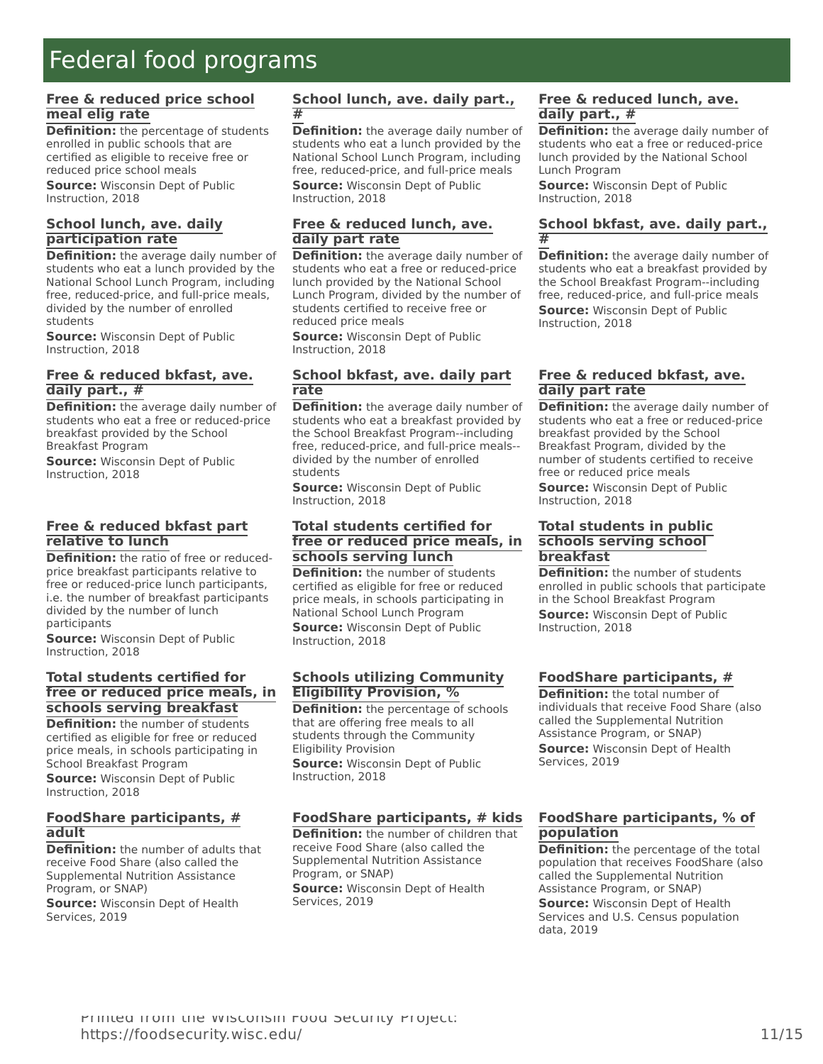# Federal food programs

### Free & reduced price school meal elig rate

**Definition:** the percentage of students enrolled in public schools that are certified as eligible to receive free or reduced price school meals

**Source:** Wisconsin Dept of Public Instruction, 2018

### School lunch, ave. daily part., #

**Definition:** the average daily number of students who eat a lunch provided by the National School Lunch Program, including free, reduced-price, and full-price meals

**Source:** Wisconsin Dept of Public Instruction, 2018

### Free & reduced lunch, ave. daily part., #

**Definition:** the average daily number of students who eat a free or reduced-price lunch provided by the National School Lunch Program

**Source:** Wisconsin Dept of Public Instruction, 2018

### School lunch, ave. daily participation rate

**Definition:** the average daily number of students who eat a lunch provided by the National School Lunch Program, including free, reduced-price, and full-price meals, divided by the number of enrolled students

**Source:** Wisconsin Dept of Public Instruction, 2018

### Free & reduced lunch, ave. daily part rate

**Definition:** the average daily number of students who eat a free or reduced-price lunch provided by the National School Lunch Program, divided by the number of students certified to receive free or reduced price meals

**Source:** Wisconsin Dept of Public Instruction, 2018

### School bkfast, ave. daily part., #

**Definition:** the average daily number of students who eat a breakfast provided by the School Breakfast Program--including free, reduced-price, and full-price meals

**Source:** Wisconsin Dept of Public Instruction, 2018

### Free & reduced bkfast, ave. daily part., #

**Definition:** the average daily number of students who eat a free or reduced-price breakfast provided by the School Breakfast Program

**Source:** Wisconsin Dept of Public Instruction, 2018

### School bkfast, ave. daily part rate

**Definition:** the average daily number of students who eat a breakfast provided by the School Breakfast Program--including free, reduced-price, and full-price meals--divided by the number of enrolled students

**Source:** Wisconsin Dept of Public Instruction, 2018

### Free & reduced bkfast, ave. daily part rate

**Definition:** the average daily number of students who eat a free or reduced-price breakfast provided by the School Breakfast Program, divided by the number of students certified to receive free or reduced price meals

**Source:** Wisconsin Dept of Public Instruction, 2018

### Free & reduced bkfast part relative to lunch

**Definition:** the ratio of free or reduced-price breakfast participants relative to free or reduced-price lunch participants, i.e. the number of breakfast participants divided by the number of lunch participants

**Source:** Wisconsin Dept of Public Instruction, 2018

### Total students certified for free or reduced price meals, in schools serving lunch

**Definition:** the number of students certified as eligible for free or reduced price meals, in schools participating in National School Lunch Program

**Source:** Wisconsin Dept of Public Instruction, 2018

### Total students in public schools serving school breakfast

**Definition:** the number of students enrolled in public schools that participate in the School Breakfast Program

**Source:** Wisconsin Dept of Public Instruction, 2018

### Total students certified for free or reduced price meals, in schools serving breakfast

**Definition:** the number of students certified as eligible for free or reduced price meals, in schools participating in School Breakfast Program

**Source:** Wisconsin Dept of Public Instruction, 2018

### Schools utilizing Community Eligibility Provision, %

**Definition:** the percentage of schools that are offering free meals to all students through the Community Eligibility Provision

**Source:** Wisconsin Dept of Public Instruction, 2018

### FoodShare participants, #

**Definition:** the total number of individuals that receive Food Share (also called the Supplemental Nutrition Assistance Program, or SNAP)

**Source:** Wisconsin Dept of Health Services, 2019

### FoodShare participants, # adult

**Definition:** the number of adults that receive Food Share (also called the Supplemental Nutrition Assistance Program, or SNAP)

**Source:** Wisconsin Dept of Health Services, 2019

### FoodShare participants, # kids

**Definition:** the number of children that receive Food Share (also called the Supplemental Nutrition Assistance Program, or SNAP)

**Source:** Wisconsin Dept of Health Services, 2019

### FoodShare participants, % of population

**Definition:** the percentage of the total population that receives FoodShare (also called the Supplemental Nutrition Assistance Program, or SNAP)

**Source:** Wisconsin Dept of Health Services and U.S. Census population data, 2019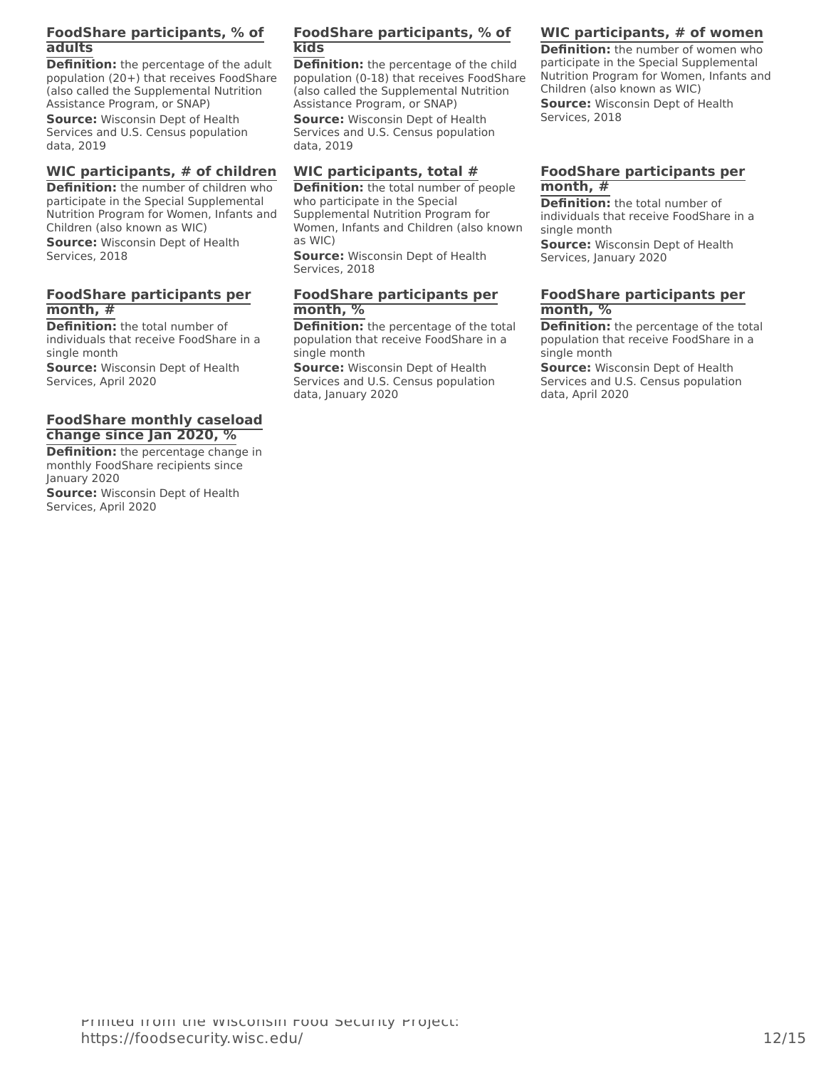#### FoodShare participants, % of adults

**Definition:** the percentage of the adult population (20+) that receives FoodShare (also called the Supplemental Nutrition Assistance Program, or SNAP)

**Source:** Wisconsin Dept of Health Services and U.S. Census population data, 2019

#### FoodShare participants, % of kids

**Definition:** the percentage of the child population (0-18) that receives FoodShare (also called the Supplemental Nutrition Assistance Program, or SNAP)

**Source:** Wisconsin Dept of Health Services and U.S. Census population data, 2019

#### WIC participants, # of women

**Definition:** the number of women who participate in the Special Supplemental Nutrition Program for Women, Infants and Children (also known as WIC)

**Source:** Wisconsin Dept of Health Services, 2018

#### WIC participants, # of children

**Definition:** the number of children who participate in the Special Supplemental Nutrition Program for Women, Infants and Children (also known as WIC)

**Source:** Wisconsin Dept of Health Services, 2018

#### WIC participants, total #

**Definition:** the total number of people who participate in the Special Supplemental Nutrition Program for Women, Infants and Children (also known as WIC)

**Source:** Wisconsin Dept of Health Services, 2018

#### FoodShare participants per month, #

**Definition:** the total number of individuals that receive FoodShare in a single month

**Source:** Wisconsin Dept of Health Services, January 2020

#### FoodShare participants per month, #

**Definition:** the total number of individuals that receive FoodShare in a single month

**Source:** Wisconsin Dept of Health Services, April 2020

#### FoodShare participants per month, %

**Definition:** the percentage of the total population that receive FoodShare in a single month

**Source:** Wisconsin Dept of Health Services and U.S. Census population data, January 2020

#### FoodShare participants per month, %

**Definition:** the percentage of the total population that receive FoodShare in a single month

**Source:** Wisconsin Dept of Health Services and U.S. Census population data, April 2020

#### FoodShare monthly caseload change since Jan 2020, %

**Definition:** the percentage change in monthly FoodShare recipients since January 2020

**Source:** Wisconsin Dept of Health Services, April 2020

Printed from the Wisconsin Food Security Project: https://foodsecurity.wisc.edu/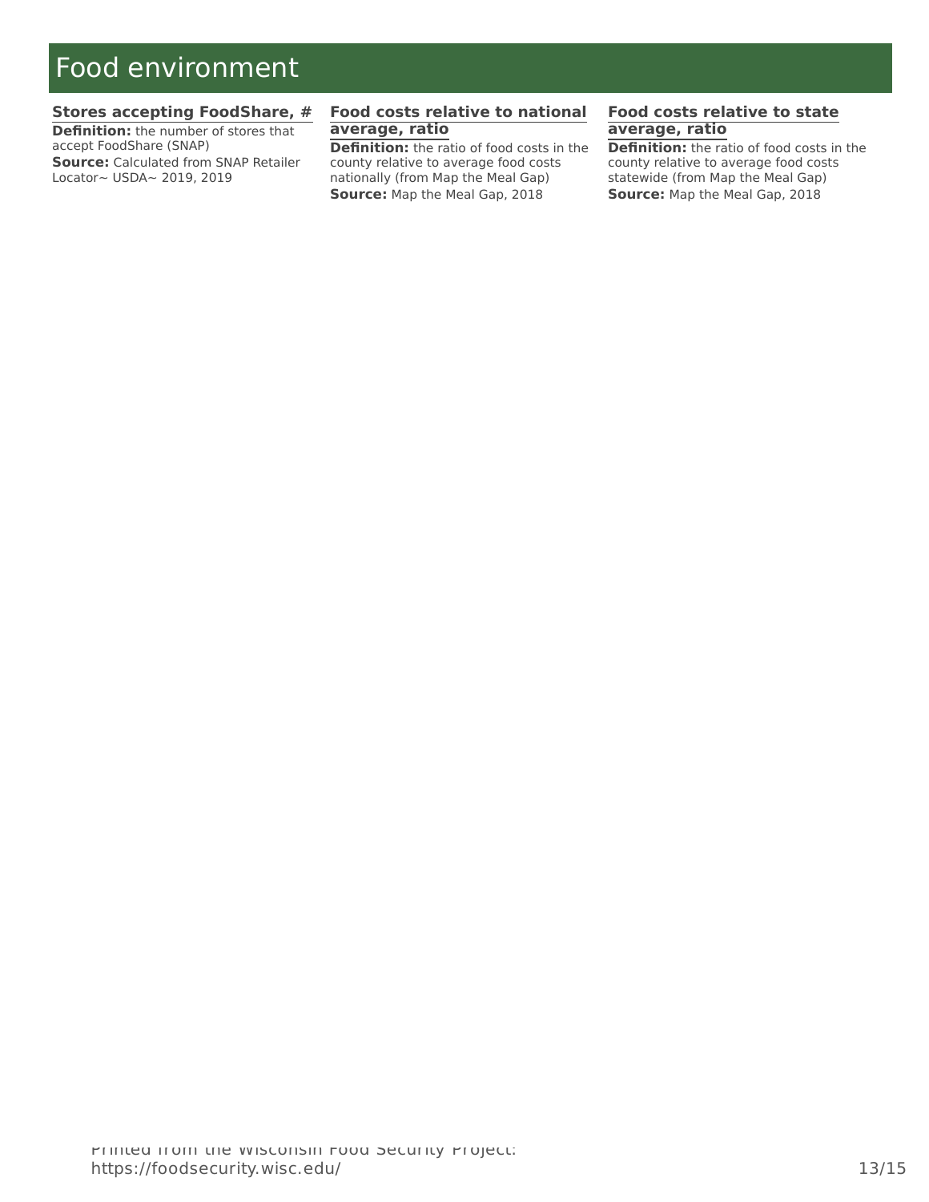# Food environment

### Stores accepting FoodShare, #

**Definition:** the number of stores that accept FoodShare (SNAP)

**Source:** Calculated from SNAP Retailer Locator~ USDA~ 2019, 2019

### Food costs relative to national average, ratio

**Definition:** the ratio of food costs in the county relative to average food costs nationally (from Map the Meal Gap)

**Source:** Map the Meal Gap, 2018

### Food costs relative to state average, ratio

**Definition:** the ratio of food costs in the county relative to average food costs statewide (from Map the Meal Gap)

**Source:** Map the Meal Gap, 2018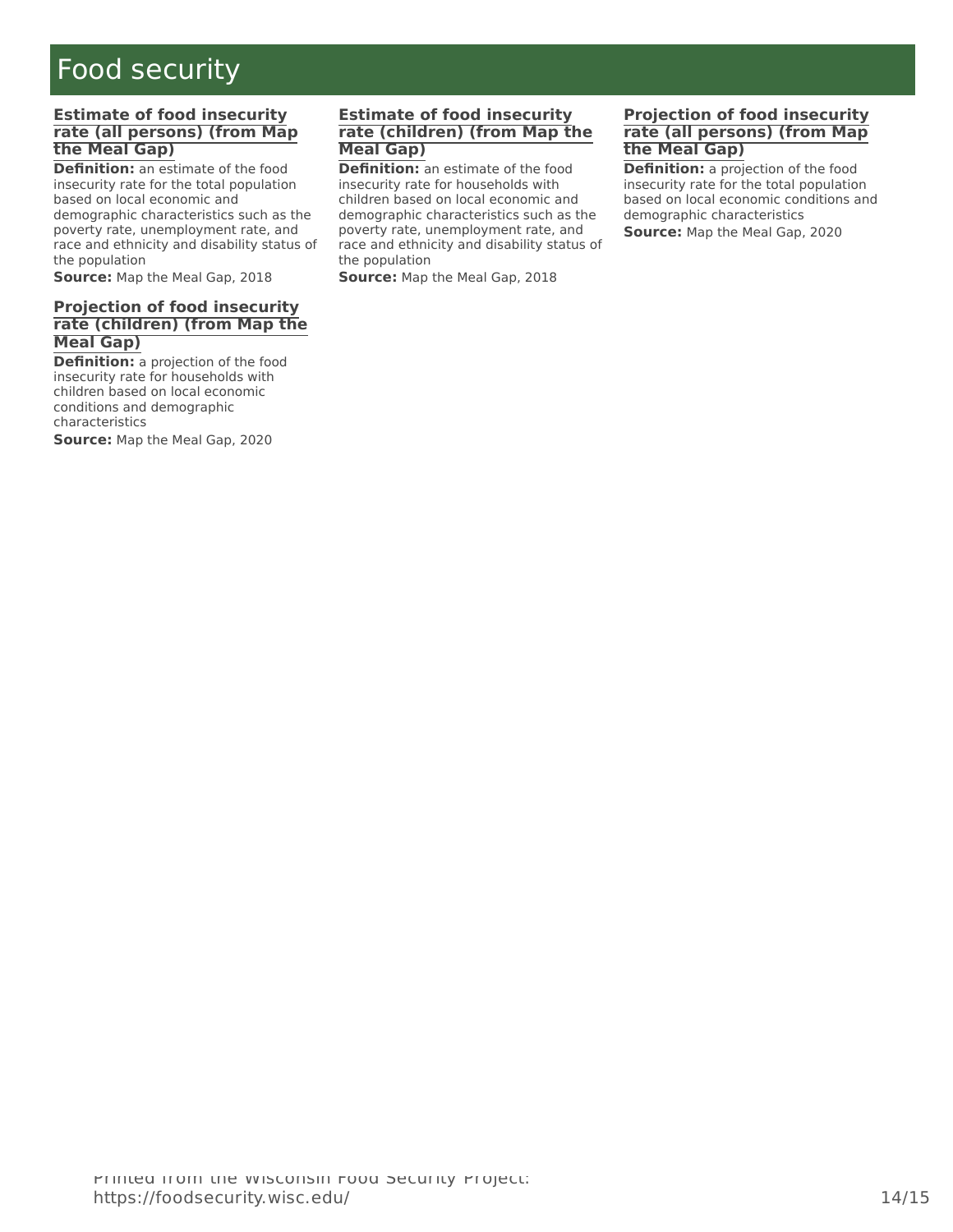# Food security

### Estimate of food insecurity rate (all persons) (from Map the Meal Gap)

**Definition:** an estimate of the food insecurity rate for the total population based on local economic and demographic characteristics such as the poverty rate, unemployment rate, and race and ethnicity and disability status of the population

**Source:** Map the Meal Gap, 2018

### Projection of food insecurity rate (children) (from Map the Meal Gap)

**Definition:** a projection of the food insecurity rate for households with children based on local economic conditions and demographic characteristics

**Source:** Map the Meal Gap, 2020

### Estimate of food insecurity rate (children) (from Map the Meal Gap)

**Definition:** an estimate of the food insecurity rate for households with children based on local economic and demographic characteristics such as the poverty rate, unemployment rate, and race and ethnicity and disability status of the population

**Source:** Map the Meal Gap, 2018

### Projection of food insecurity rate (all persons) (from Map the Meal Gap)

**Definition:** a projection of the food insecurity rate for the total population based on local economic conditions and demographic characteristics

**Source:** Map the Meal Gap, 2020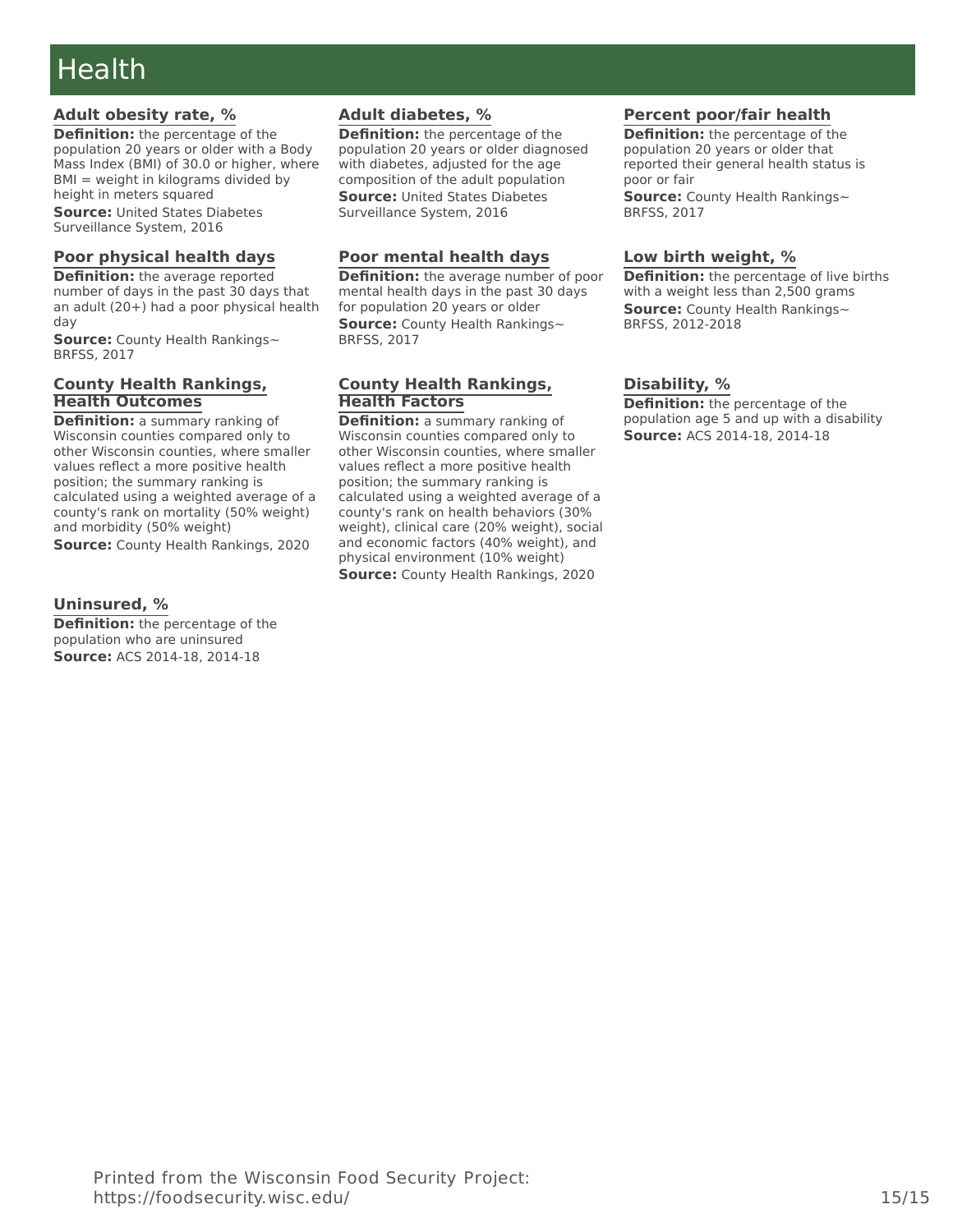# Health

### Adult obesity rate, %

**Definition:** the percentage of the population 20 years or older with a Body Mass Index (BMI) of 30.0 or higher, where BMI = weight in kilograms divided by height in meters squared

**Source:** United States Diabetes Surveillance System, 2016

### Adult diabetes, %

**Definition:** the percentage of the population 20 years or older diagnosed with diabetes, adjusted for the age composition of the adult population

**Source:** United States Diabetes Surveillance System, 2016

### Percent poor/fair health

**Definition:** the percentage of the population 20 years or older that reported their general health status is poor or fair

**Source:** County Health Rankings~ BRFSS, 2017

### Poor physical health days

**Definition:** the average reported number of days in the past 30 days that an adult (20+) had a poor physical health day

**Source:** County Health Rankings~ BRFSS, 2017

### Poor mental health days

**Definition:** the average number of poor mental health days in the past 30 days for population 20 years or older

**Source:** County Health Rankings~ BRFSS, 2017

### Low birth weight, %

**Definition:** the percentage of live births with a weight less than 2,500 grams

**Source:** County Health Rankings~ BRFSS, 2012-2018

### County Health Rankings, Health Outcomes

**Definition:** a summary ranking of Wisconsin counties compared only to other Wisconsin counties, where smaller values reflect a more positive health position; the summary ranking is calculated using a weighted average of a county's rank on mortality (50% weight) and morbidity (50% weight)

**Source:** County Health Rankings, 2020

### County Health Rankings, Health Factors

**Definition:** a summary ranking of Wisconsin counties compared only to other Wisconsin counties, where smaller values reflect a more positive health position; the summary ranking is calculated using a weighted average of a county's rank on health behaviors (30% weight), clinical care (20% weight), social and economic factors (40% weight), and physical environment (10% weight)

**Source:** County Health Rankings, 2020

### Disability, %

**Definition:** the percentage of the population age 5 and up with a disability

**Source:** ACS 2014-18, 2014-18

### Uninsured, %

**Definition:** the percentage of the population who are uninsured

**Source:** ACS 2014-18, 2014-18

Printed from the Wisconsin Food Security Project: https://foodsecurity.wisc.edu/